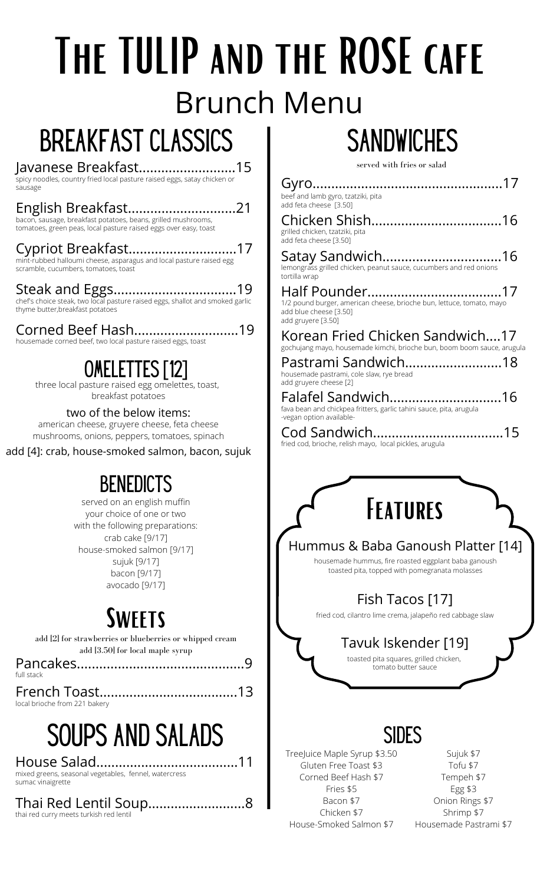# The TULIP and the ROSE cafe

## Brunch Menu

## BREAKFAST CLASSICS

Javanese Breakfast..........................15
spicy noodles, country fried local pasture raised eggs, satay chicken or sausage

English Breakfast.............................21
bacon, sausage, breakfast potatoes, beans, grilled mushrooms, tomatoes, green peas, local pasture raised eggs over easy, toast

Cypriot Breakfast.............................17
mint-rubbed halloumi cheese, asparagus and local pasture raised egg scramble, cucumbers, tomatoes, toast

Steak and Eggs.................................19
chef's choice steak, two local pasture raised eggs, shallot and smoked garlic thyme butter,breakfast potatoes

Corned Beef Hash............................19
housemade corned beef, two local pasture raised eggs, toast

## OMELETTES [12]

three local pasture raised egg omelettes, toast, breakfast potatoes

two of the below items:
american cheese, gruyere cheese, feta cheese
mushrooms, onions, peppers, tomatoes, spinach

add [4]: crab, house-smoked salmon, bacon, sujuk

## BENEDICTS

served on an english muffin
your choice of one or two
with the following preparations:
crab cake [9/17]
house-smoked salmon [9/17]
sujuk [9/17]
bacon [9/17]
avocado [9/17]

## Sweets

add [2] for strawberries or blueberries or whipped cream
add [3.50] for local maple syrup

Pancakes.............................................9
full stack

French Toast.....................................13
local brioche from 221 bakery

## SOUPS AND SALADS

House Salad.......................................11
mixed greens, seasonal vegetables, fennel, watercress sumac vinaigrette

Thai Red Lentil Soup..........................8
thai red curry meets turkish red lentil

## SANDWICHES

served with fries or salad

Gyro...................................................17
beef and lamb gyro, tzatziki, pita
add feta cheese [3.50]

Chicken Shish...................................16
grilled chicken, tzatziki, pita
add feta cheese [3.50]

Satay Sandwich................................16
lemongrass grilled chicken, peanut sauce, cucumbers and red onions tortilla wrap

Half Pounder....................................17
1/2 pound burger, american cheese, brioche bun, lettuce, tomato, mayo
add blue cheese [3.50]
add gruyere [3.50]

Korean Fried Chicken Sandwich....17
gochujang mayo, housemade kimchi, brioche bun, boom boom sauce, arugula

Pastrami Sandwich..........................18
housemade pastrami, cole slaw, rye bread
add gruyere cheese [2]

Falafel Sandwich..............................16
fava bean and chickpea fritters, garlic tahini sauce, pita, arugula
-vegan option available-

Cod Sandwich...................................15
fried cod, brioche, relish mayo, local pickles, arugula

## Features

Hummus & Baba Ganoush Platter [14]
housemade hummus, fire roasted eggplant baba ganoush toasted pita, topped with pomegranata molasses

Fish Tacos [17]
fried cod, cilantro lime crema, jalapeño red cabbage slaw

Tavuk Iskender [19]
toasted pita squares, grilled chicken, tomato butter sauce

## SIDES

TreeJuice Maple Syrup $3.50
Gluten Free Toast $3
Corned Beef Hash $7
Fries $5
Bacon $7
Chicken $7
House-Smoked Salmon $7
Sujuk $7
Tofu $7
Tempeh $7
Egg $3
Onion Rings $7
Shrimp $7
Housemade Pastrami $7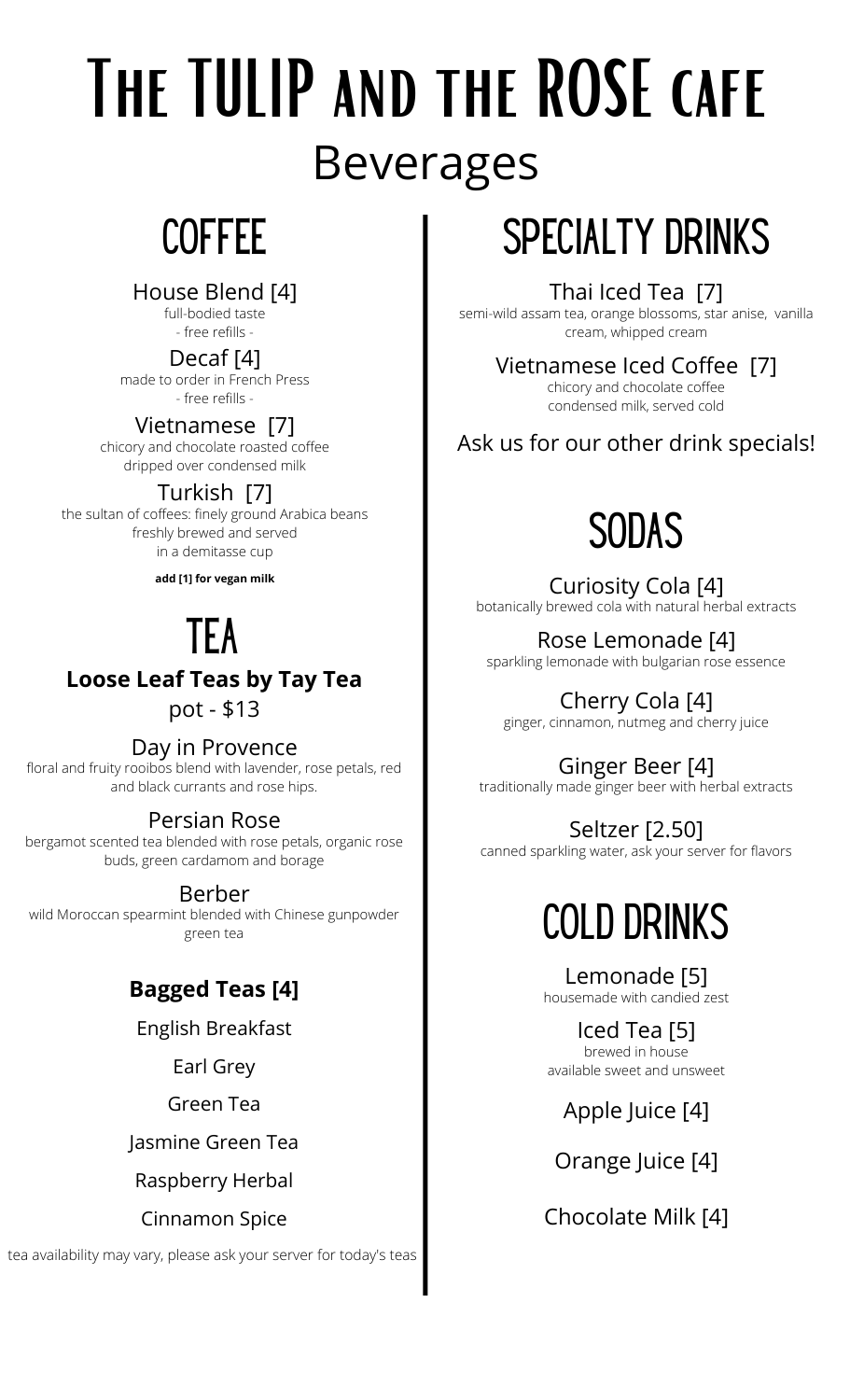# THE TULIP AND THE ROSE CAFE

## Beverages

## COFFEE

House Blend [4]
full-bodied taste
- free refills -

Decaf [4]
made to order in French Press
- free refills -

Vietnamese [7]
chicory and chocolate roasted coffee
dripped over condensed milk

Turkish [7]
the sultan of coffees: finely ground Arabica beans
freshly brewed and served
in a demitasse cup

**add [1] for vegan milk**

## TEA

**Loose Leaf Teas by Tay Tea**

pot - $13

Day in Provence
floral and fruity rooibos blend with lavender, rose petals, red and black currants and rose hips.

Persian Rose
bergamot scented tea blended with rose petals, organic rose buds, green cardamom and borage

Berber
wild Moroccan spearmint blended with Chinese gunpowder green tea

**Bagged Teas [4]**

English Breakfast

Earl Grey

Green Tea

Jasmine Green Tea

Raspberry Herbal

Cinnamon Spice

tea availability may vary, please ask your server for today's teas

## SPECIALTY DRINKS

Thai Iced Tea [7]
semi-wild assam tea, orange blossoms, star anise, vanilla cream, whipped cream

Vietnamese Iced Coffee [7]
chicory and chocolate coffee
condensed milk, served cold

Ask us for our other drink specials!

## SODAS

Curiosity Cola [4]
botanically brewed cola with natural herbal extracts

Rose Lemonade [4]
sparkling lemonade with bulgarian rose essence

Cherry Cola [4]
ginger, cinnamon, nutmeg and cherry juice

Ginger Beer [4]
traditionally made ginger beer with herbal extracts

Seltzer [2.50]
canned sparkling water, ask your server for flavors

## COLD DRINKS

Lemonade [5]
housemade with candied zest

Iced Tea [5]
brewed in house
available sweet and unsweet

Apple Juice [4]

Orange Juice [4]

Chocolate Milk [4]